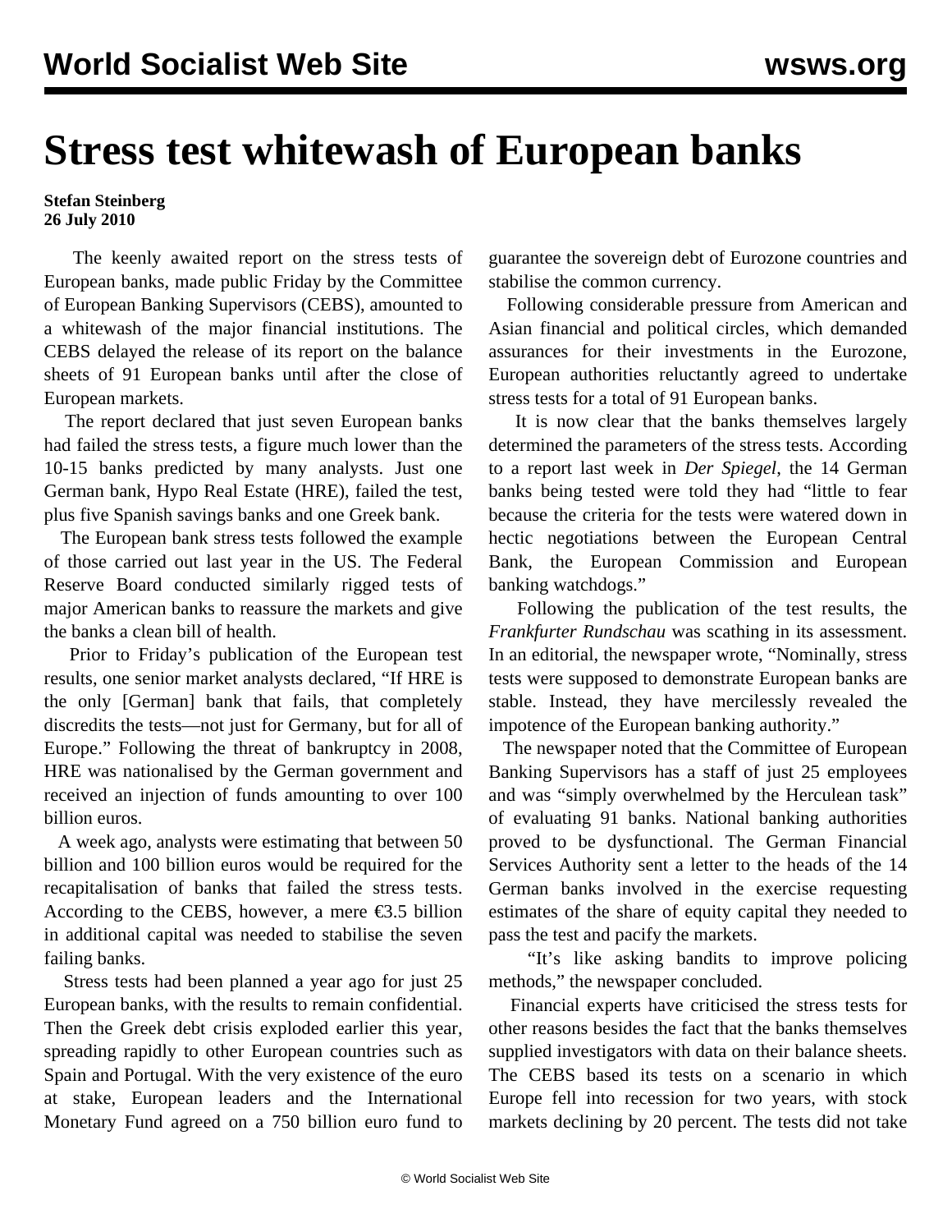# Stress test whitewash of European banks

**Stefan Steinberg**
**26 July 2010**

The keenly awaited report on the stress tests of European banks, made public Friday by the Committee of European Banking Supervisors (CEBS), amounted to a whitewash of the major financial institutions. The CEBS delayed the release of its report on the balance sheets of 91 European banks until after the close of European markets.

The report declared that just seven European banks had failed the stress tests, a figure much lower than the 10-15 banks predicted by many analysts. Just one German bank, Hypo Real Estate (HRE), failed the test, plus five Spanish savings banks and one Greek bank.

The European bank stress tests followed the example of those carried out last year in the US. The Federal Reserve Board conducted similarly rigged tests of major American banks to reassure the markets and give the banks a clean bill of health.

Prior to Friday's publication of the European test results, one senior market analysts declared, "If HRE is the only [German] bank that fails, that completely discredits the tests—not just for Germany, but for all of Europe." Following the threat of bankruptcy in 2008, HRE was nationalised by the German government and received an injection of funds amounting to over 100 billion euros.

A week ago, analysts were estimating that between 50 billion and 100 billion euros would be required for the recapitalisation of banks that failed the stress tests. According to the CEBS, however, a mere €3.5 billion in additional capital was needed to stabilise the seven failing banks.

Stress tests had been planned a year ago for just 25 European banks, with the results to remain confidential. Then the Greek debt crisis exploded earlier this year, spreading rapidly to other European countries such as Spain and Portugal. With the very existence of the euro at stake, European leaders and the International Monetary Fund agreed on a 750 billion euro fund to guarantee the sovereign debt of Eurozone countries and stabilise the common currency.

Following considerable pressure from American and Asian financial and political circles, which demanded assurances for their investments in the Eurozone, European authorities reluctantly agreed to undertake stress tests for a total of 91 European banks.

It is now clear that the banks themselves largely determined the parameters of the stress tests. According to a report last week in *Der Spiegel*, the 14 German banks being tested were told they had "little to fear because the criteria for the tests were watered down in hectic negotiations between the European Central Bank, the European Commission and European banking watchdogs."

Following the publication of the test results, the *Frankfurter Rundschau* was scathing in its assessment. In an editorial, the newspaper wrote, "Nominally, stress tests were supposed to demonstrate European banks are stable. Instead, they have mercilessly revealed the impotence of the European banking authority."

The newspaper noted that the Committee of European Banking Supervisors has a staff of just 25 employees and was "simply overwhelmed by the Herculean task" of evaluating 91 banks. National banking authorities proved to be dysfunctional. The German Financial Services Authority sent a letter to the heads of the 14 German banks involved in the exercise requesting estimates of the share of equity capital they needed to pass the test and pacify the markets.

"It's like asking bandits to improve policing methods," the newspaper concluded.

Financial experts have criticised the stress tests for other reasons besides the fact that the banks themselves supplied investigators with data on their balance sheets. The CEBS based its tests on a scenario in which Europe fell into recession for two years, with stock markets declining by 20 percent. The tests did not take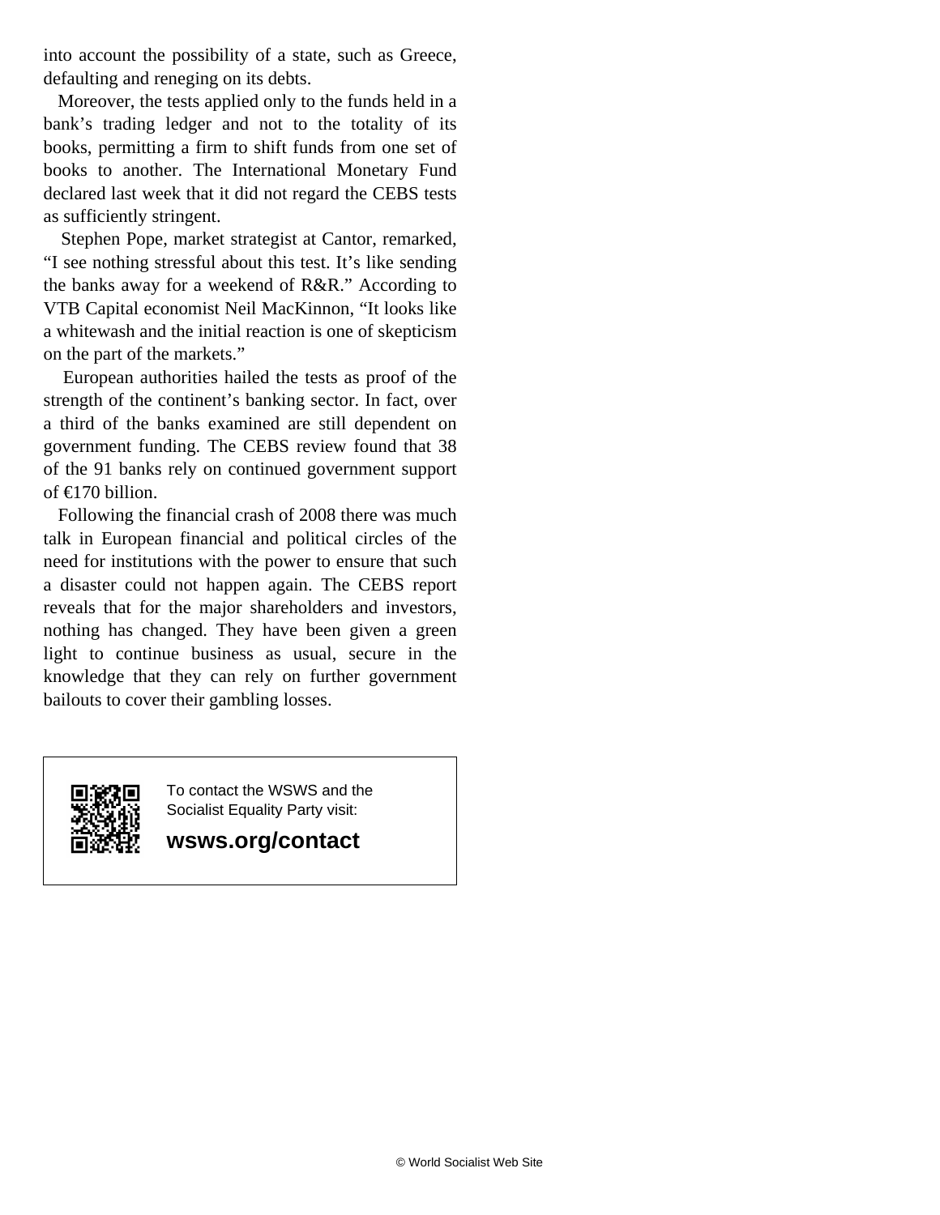into account the possibility of a state, such as Greece, defaulting and reneging on its debts.

Moreover, the tests applied only to the funds held in a bank's trading ledger and not to the totality of its books, permitting a firm to shift funds from one set of books to another. The International Monetary Fund declared last week that it did not regard the CEBS tests as sufficiently stringent.

Stephen Pope, market strategist at Cantor, remarked, "I see nothing stressful about this test. It's like sending the banks away for a weekend of R&R." According to VTB Capital economist Neil MacKinnon, "It looks like a whitewash and the initial reaction is one of skepticism on the part of the markets."

European authorities hailed the tests as proof of the strength of the continent's banking sector. In fact, over a third of the banks examined are still dependent on government funding. The CEBS review found that 38 of the 91 banks rely on continued government support of €170 billion.

Following the financial crash of 2008 there was much talk in European financial and political circles of the need for institutions with the power to ensure that such a disaster could not happen again. The CEBS report reveals that for the major shareholders and investors, nothing has changed. They have been given a green light to continue business as usual, secure in the knowledge that they can rely on further government bailouts to cover their gambling losses.

To contact the WSWS and the Socialist Equality Party visit:

**wsws.org/contact**